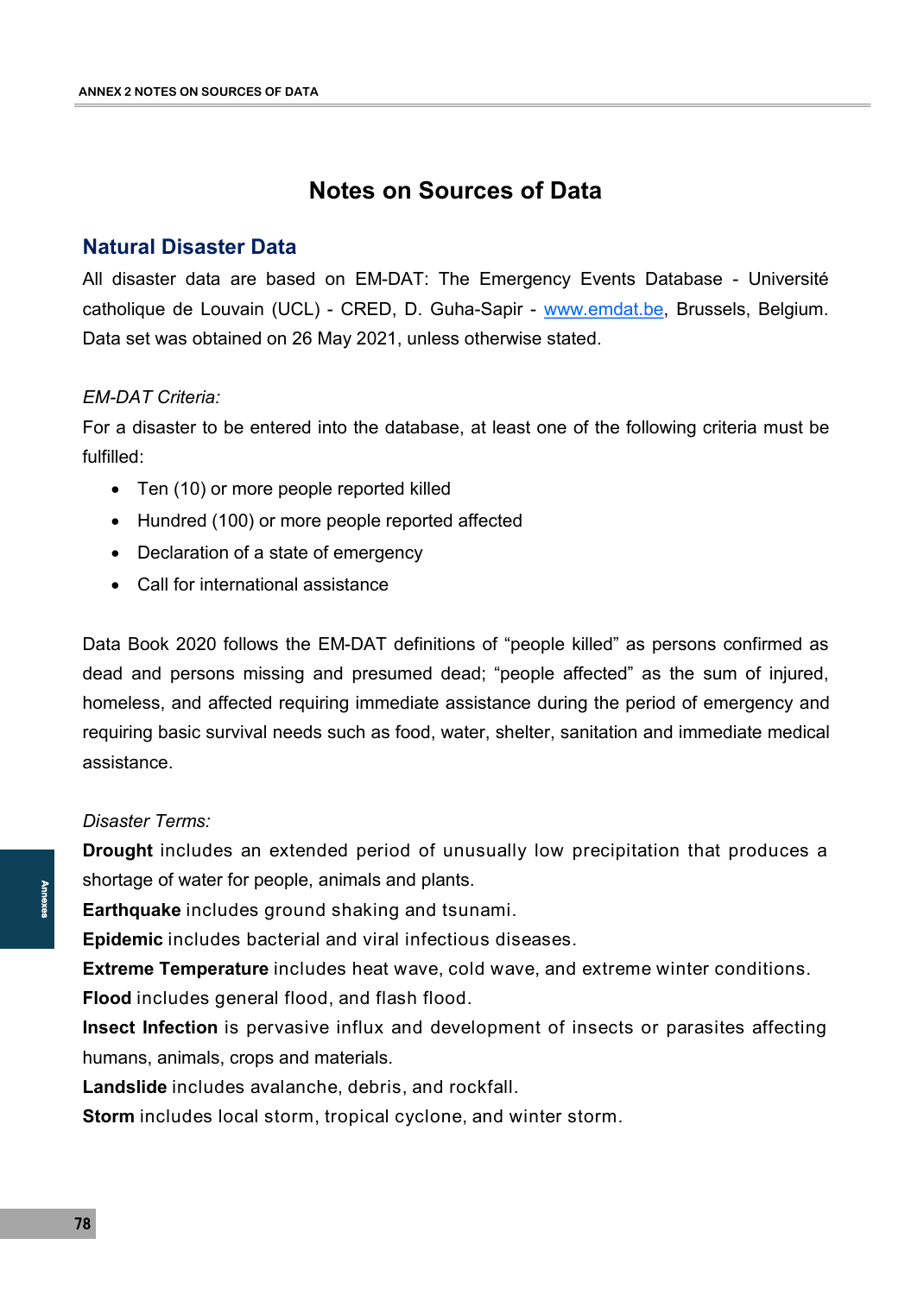# Notes on Sources of Data

## Natural Disaster Data

All disaster data are based on EM-DAT: The Emergency Events Database - Université catholique de Louvain (UCL) - CRED, D. Guha-Sapir - [www.emdat.be](http://www.emdat.be), Brussels, Belgium. Data set was obtained on 26 May 2021, unless otherwise stated.

*EM-DAT Criteria:*

For a disaster to be entered into the database, at least one of the following criteria must be fulfilled:

- Ten (10) or more people reported killed
- Hundred (100) or more people reported affected
- Declaration of a state of emergency
- Call for international assistance

Data Book 2020 follows the EM-DAT definitions of "people killed" as persons confirmed as dead and persons missing and presumed dead; "people affected" as the sum of injured, homeless, and affected requiring immediate assistance during the period of emergency and requiring basic survival needs such as food, water, shelter, sanitation and immediate medical assistance.

*Disaster Terms:*

**Drought** includes an extended period of unusually low precipitation that produces a shortage of water for people, animals and plants.

**Earthquake** includes ground shaking and tsunami.

**Epidemic** includes bacterial and viral infectious diseases.

**Extreme Temperature** includes heat wave, cold wave, and extreme winter conditions.

**Flood** includes general flood, and flash flood.

**Insect Infection** is pervasive influx and development of insects or parasites affecting humans, animals, crops and materials.

**Landslide** includes avalanche, debris, and rockfall.

**Storm** includes local storm, tropical cyclone, and winter storm.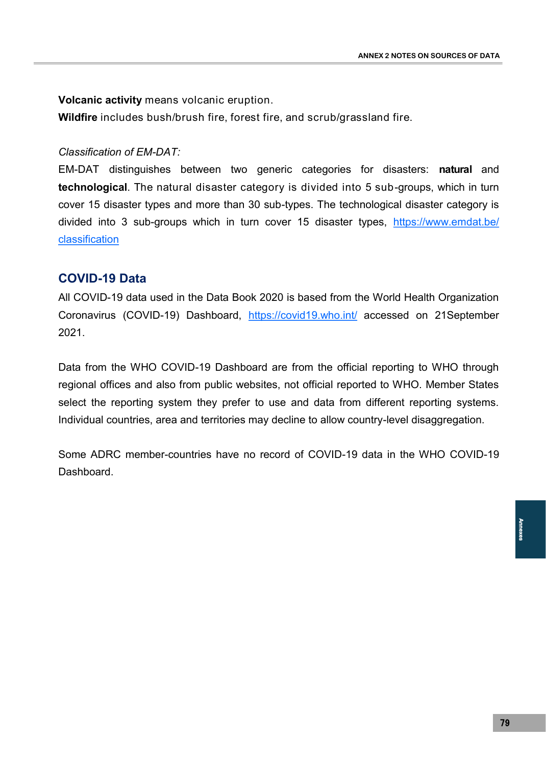**Volcanic activity** means volcanic eruption.

**Wildfire** includes bush/brush fire, forest fire, and scrub/grassland fire.

*Classification of EM-DAT:*

EM-DAT distinguishes between two generic categories for disasters: **natural** and **technological**. The natural disaster category is divided into 5 sub-groups, which in turn cover 15 disaster types and more than 30 sub-types. The technological disaster category is divided into 3 sub-groups which in turn cover 15 disaster types, https://www.emdat.be/classification

## COVID-19 Data

All COVID-19 data used in the Data Book 2020 is based from the World Health Organization Coronavirus (COVID-19) Dashboard, https://covid19.who.int/ accessed on 21September 2021.

Data from the WHO COVID-19 Dashboard are from the official reporting to WHO through regional offices and also from public websites, not official reported to WHO. Member States select the reporting system they prefer to use and data from different reporting systems. Individual countries, area and territories may decline to allow country-level disaggregation.

Some ADRC member-countries have no record of COVID-19 data in the WHO COVID-19 Dashboard.